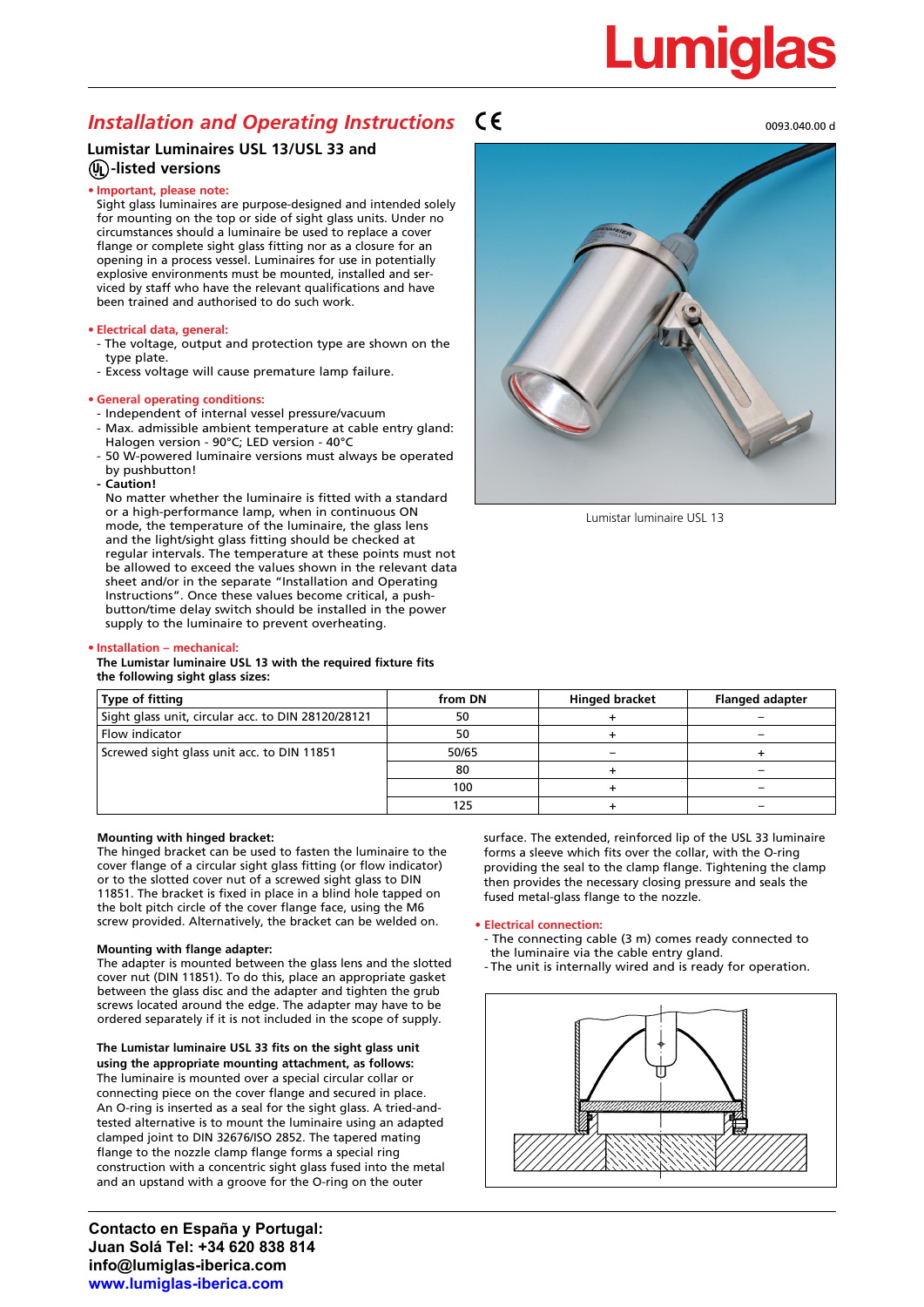Lumiglas

# Installation and Operating Instructions

CE

0093.040.00 d

## Lumistar Luminaires USL 13/USL 33 and UL-listed versions

**• Important, please note:**

Sight glass luminaires are purpose-designed and intended solely for mounting on the top or side of sight glass units. Under no circumstances should a luminaire be used to replace a cover flange or complete sight glass fitting nor as a closure for an opening in a process vessel. Luminaires for use in potentially explosive environments must be mounted, installed and serviced by staff who have the relevant qualifications and have been trained and authorised to do such work.

**• Electrical data, general:**

- The voltage, output and protection type are shown on the type plate.
- Excess voltage will cause premature lamp failure.

**• General operating conditions:**

- Independent of internal vessel pressure/vacuum
- Max. admissible ambient temperature at cable entry gland: Halogen version - 90°C; LED version - 40°C
- 50 W-powered luminaire versions must always be operated by pushbutton!
- **Caution!**
  No matter whether the luminaire is fitted with a standard or a high-performance lamp, when in continuous ON mode, the temperature of the luminaire, the glass lens and the light/sight glass fitting should be checked at regular intervals. The temperature at these points must not be allowed to exceed the values shown in the relevant data sheet and/or in the separate "Installation and Operating Instructions". Once these values become critical, a push-button/time delay switch should be installed in the power supply to the luminaire to prevent overheating.

Lumistar luminaire USL 13

**• Installation – mechanical:**

**The Lumistar luminaire USL 13 with the required fixture fits the following sight glass sizes:**

| Type of fitting | from DN | Hinged bracket | Flanged adapter |
|---|---|---|---|
| Sight glass unit, circular acc. to DIN 28120/28121 | 50 | + | – |
| Flow indicator | 50 | + | – |
| Screwed sight glass unit acc. to DIN 11851 | 50/65 | – | + |
| | 80 | + | – |
| | 100 | + | – |
| | 125 | + | – |

**Mounting with hinged bracket:**

The hinged bracket can be used to fasten the luminaire to the cover flange of a circular sight glass fitting (or flow indicator) or to the slotted cover nut of a screwed sight glass to DIN 11851. The bracket is fixed in place in a blind hole tapped on the bolt pitch circle of the cover flange face, using the M6 screw provided. Alternatively, the bracket can be welded on.

**Mounting with flange adapter:**

The adapter is mounted between the glass lens and the slotted cover nut (DIN 11851). To do this, place an appropriate gasket between the glass disc and the adapter and tighten the grub screws located around the edge. The adapter may have to be ordered separately if it is not included in the scope of supply.

**The Lumistar luminaire USL 33 fits on the sight glass unit using the appropriate mounting attachment, as follows:**

The luminaire is mounted over a special circular collar or connecting piece on the cover flange and secured in place. An O-ring is inserted as a seal for the sight glass. A tried-and-tested alternative is to mount the luminaire using an adapted clamped joint to DIN 32676/ISO 2852. The tapered mating flange to the nozzle clamp flange forms a special ring construction with a concentric sight glass fused into the metal and an upstand with a groove for the O-ring on the outer surface. The extended, reinforced lip of the USL 33 luminaire forms a sleeve which fits over the collar, with the O-ring providing the seal to the clamp flange. Tightening the clamp then provides the necessary closing pressure and seals the fused metal-glass flange to the nozzle.

**• Electrical connection:**

- The connecting cable (3 m) comes ready connected to the luminaire via the cable entry gland.
- The unit is internally wired and is ready for operation.

**Contacto en España y Portugal:**
**Juan Solá Tel: +34 620 838 814**
**info@lumiglas-iberica.com**
**www.lumiglas-iberica.com**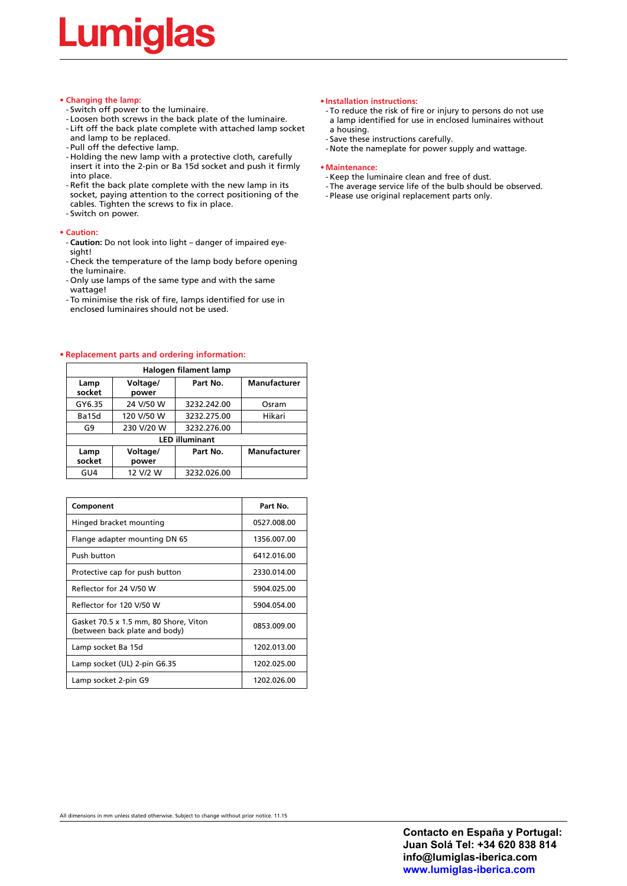# Lumiglas

## • Changing the lamp:

- Switch off power to the luminaire.
- Loosen both screws in the back plate of the luminaire.
- Lift off the back plate complete with attached lamp socket and lamp to be replaced.
- Pull off the defective lamp.
- Holding the new lamp with a protective cloth, carefully insert it into the 2-pin or Ba 15d socket and push it firmly into place.
- Refit the back plate complete with the new lamp in its socket, paying attention to the correct positioning of the cables. Tighten the screws to fix in place.
- Switch on power.

## • Caution:

- **Caution:** Do not look into light – danger of impaired eyesight!
- Check the temperature of the lamp body before opening the luminaire.
- Only use lamps of the same type and with the same wattage!
- To minimise the risk of fire, lamps identified for use in enclosed luminaires should not be used.

## • Installation instructions:

- To reduce the risk of fire or injury to persons do not use a lamp identified for use in enclosed luminaires without a housing.
- Save these instructions carefully.
- Note the nameplate for power supply and wattage.

## • Maintenance:

- Keep the luminaire clean and free of dust.
- The average service life of the bulb should be observed.
- Please use original replacement parts only.

## • Replacement parts and ordering information:

| Halogen filament lamp | | | |
|---|---|---|---|
| **Lamp socket** | **Voltage/ power** | **Part No.** | **Manufacturer** |
| GY6.35 | 24 V/50 W | 3232.242.00 | Osram |
| Ba15d | 120 V/50 W | 3232.275.00 | Hikari |
| G9 | 230 V/20 W | 3232.276.00 | |
| **LED illuminant** | | | |
| **Lamp socket** | **Voltage/ power** | **Part No.** | **Manufacturer** |
| GU4 | 12 V/2 W | 3232.026.00 | |

| Component | Part No. |
|---|---|
| Hinged bracket mounting | 0527.008.00 |
| Flange adapter mounting DN 65 | 1356.007.00 |
| Push button | 6412.016.00 |
| Protective cap for push button | 2330.014.00 |
| Reflector for 24 V/50 W | 5904.025.00 |
| Reflector for 120 V/50 W | 5904.054.00 |
| Gasket 70.5 x 1.5 mm, 80 Shore, Viton (between back plate and body) | 0853.009.00 |
| Lamp socket Ba 15d | 1202.013.00 |
| Lamp socket (UL) 2-pin G6.35 | 1202.025.00 |
| Lamp socket 2-pin G9 | 1202.026.00 |

All dimensions in mm unless stated otherwise. Subject to change without prior notice. 11.15

**Contacto en España y Portugal:**
**Juan Solá Tel: +34 620 838 814**
**info@lumiglas-iberica.com**
**www.lumiglas-iberica.com**